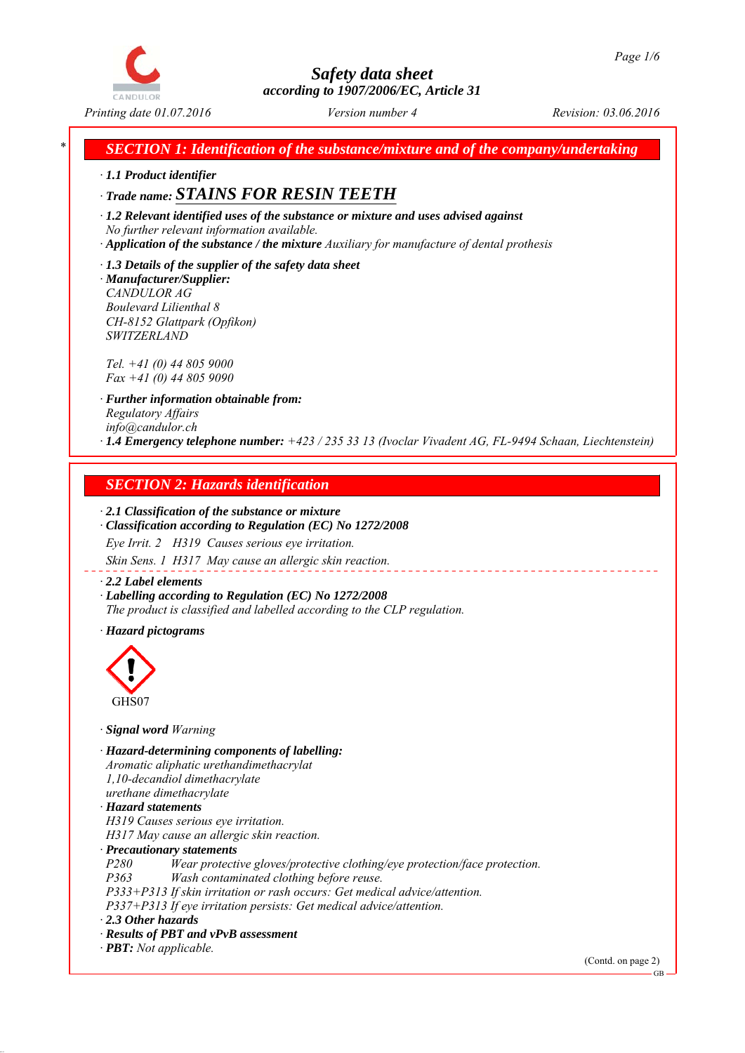# Safety data sheet

*according to 1907/2006/EC, Article 31*

*Printing date 01.07.2016* *Version number 4* *Revision: 03.06.2016*

## SECTION 1: Identification of the substance/mixture and of the company/undertaking

· **1.1 Product identifier**

· **Trade name: STAINS FOR RESIN TEETH**

· **1.2 Relevant identified uses of the substance or mixture and uses advised against**
*No further relevant information available.*

· **Application of the substance / the mixture** *Auxiliary for manufacture of dental prothesis*

· **1.3 Details of the supplier of the safety data sheet**

· **Manufacturer/Supplier:**
*CANDULOR AG*
*Boulevard Lilienthal 8*
*CH-8152 Glattpark (Opfikon)*
*SWITZERLAND*

*Tel. +41 (0) 44 805 9000*
*Fax +41 (0) 44 805 9090*

· **Further information obtainable from:**
*Regulatory Affairs*
*info@candulor.ch*

· **1.4 Emergency telephone number:** *+423 / 235 33 13 (Ivoclar Vivadent AG, FL-9494 Schaan, Liechtenstein)*

## SECTION 2: Hazards identification

· **2.1 Classification of the substance or mixture**

· **Classification according to Regulation (EC) No 1272/2008**

*Eye Irrit. 2 H319 Causes serious eye irritation.*

*Skin Sens. 1 H317 May cause an allergic skin reaction.*

· **2.2 Label elements**

· **Labelling according to Regulation (EC) No 1272/2008**
*The product is classified and labelled according to the CLP regulation.*

· **Hazard pictograms**

GHS07

· **Signal word** *Warning*

· **Hazard-determining components of labelling:**
*Aromatic aliphatic urethandimethacrylat*
*1,10-decandiol dimethacrylate*
*urethane dimethacrylate*

· **Hazard statements**
*H319 Causes serious eye irritation.*
*H317 May cause an allergic skin reaction.*

· **Precautionary statements**
*P280 Wear protective gloves/protective clothing/eye protection/face protection.*
*P363 Wash contaminated clothing before reuse.*
*P333+P313 If skin irritation or rash occurs: Get medical advice/attention.*
*P337+P313 If eye irritation persists: Get medical advice/attention.*

· **2.3 Other hazards**

· **Results of PBT and vPvB assessment**

· **PBT:** *Not applicable.*

(Contd. on page 2)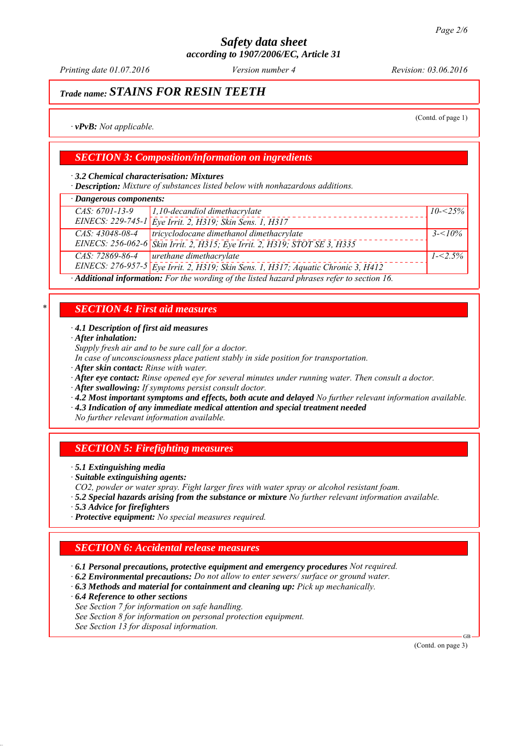# Safety data sheet
## according to 1907/2006/EC, Article 31

*Printing date 01.07.2016* *Version number 4* *Revision: 03.06.2016*

## Trade name: STAINS FOR RESIN TEETH

(Contd. of page 1)

· **vPvB:** Not applicable.

## SECTION 3: Composition/information on ingredients

· **3.2 Chemical characterisation: Mixtures**
· **Description:** Mixture of substances listed below with nonhazardous additions.

· **Dangerous components:**

| Identifiers | Component / Classification | Concentration |
|---|---|---|
| CAS: 6701-13-9<br>EINECS: 229-745-1 | 1,10-decandiol dimethacrylate<br>Eye Irrit. 2, H319; Skin Sens. 1, H317 | 10-<25% |
| CAS: 43048-08-4<br>EINECS: 256-062-6 | tricyclodocane dimethanol dimethacrylate<br>Skin Irrit. 2, H315; Eye Irrit. 2, H319; STOT SE 3, H335 | 3-<10% |
| CAS: 72869-86-4<br>EINECS: 276-957-5 | urethane dimethacrylate<br>Eye Irrit. 2, H319; Skin Sens. 1, H317; Aquatic Chronic 3, H412 | 1-<2.5% |

· **Additional information:** For the wording of the listed hazard phrases refer to section 16.

## * SECTION 4: First aid measures

· **4.1 Description of first aid measures**
· **After inhalation:**
Supply fresh air and to be sure call for a doctor.
In case of unconsciousness place patient stably in side position for transportation.
· **After skin contact:** Rinse with water.
· **After eye contact:** Rinse opened eye for several minutes under running water. Then consult a doctor.
· **After swallowing:** If symptoms persist consult doctor.
· **4.2 Most important symptoms and effects, both acute and delayed** No further relevant information available.
· **4.3 Indication of any immediate medical attention and special treatment needed**
No further relevant information available.

## SECTION 5: Firefighting measures

· **5.1 Extinguishing media**
· **Suitable extinguishing agents:**
CO2, powder or water spray. Fight larger fires with water spray or alcohol resistant foam.
· **5.2 Special hazards arising from the substance or mixture** No further relevant information available.
· **5.3 Advice for firefighters**
· **Protective equipment:** No special measures required.

## SECTION 6: Accidental release measures

· **6.1 Personal precautions, protective equipment and emergency procedures** Not required.
· **6.2 Environmental precautions:** Do not allow to enter sewers/ surface or ground water.
· **6.3 Methods and material for containment and cleaning up:** Pick up mechanically.
· **6.4 Reference to other sections**
See Section 7 for information on safe handling.
See Section 8 for information on personal protection equipment.
See Section 13 for disposal information.

(Contd. on page 3)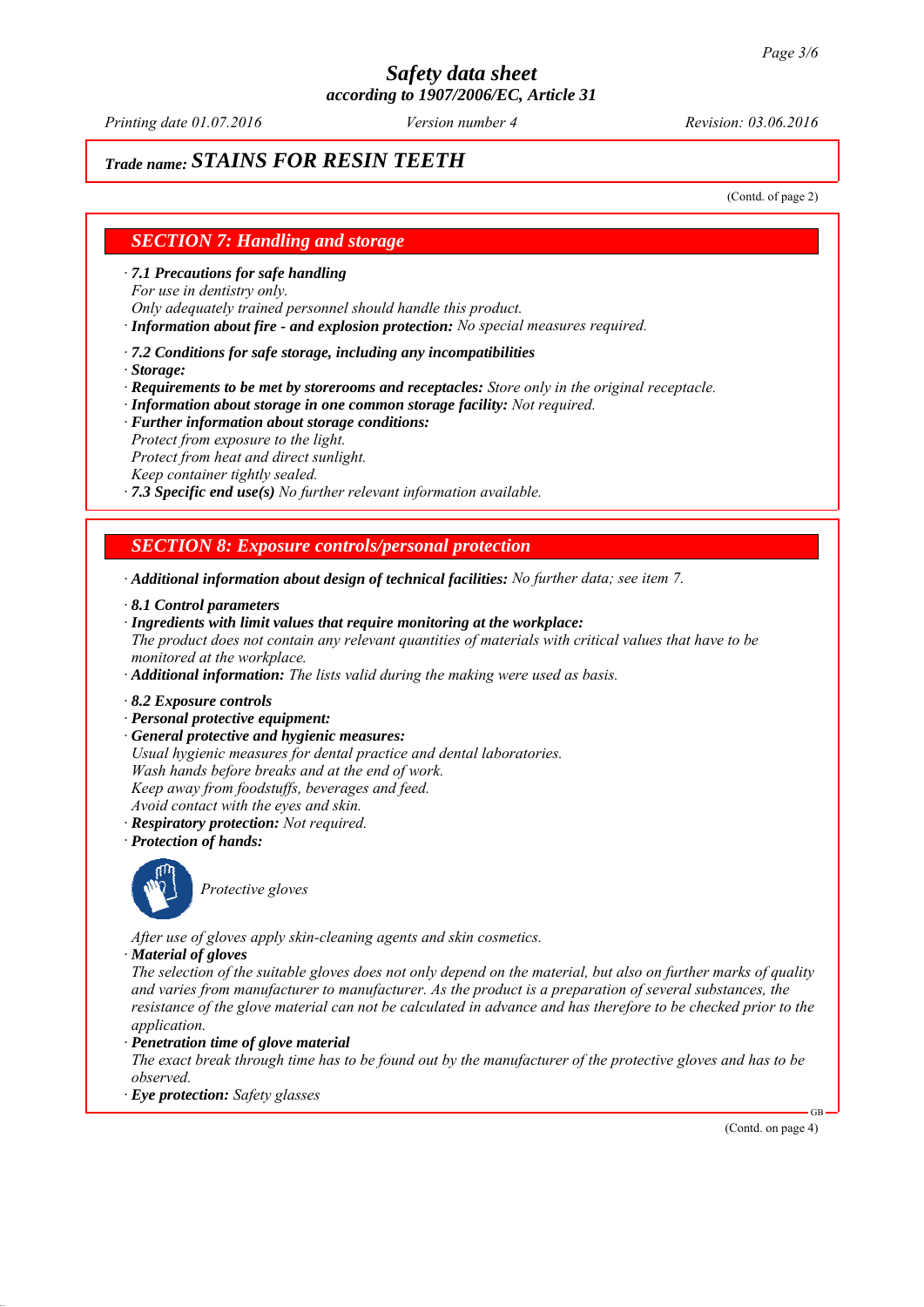# Safety data sheet
### according to 1907/2006/EC, Article 31

Printing date 01.07.2016 | Version number 4 | Revision: 03.06.2016

## Trade name: STAINS FOR RESIN TEETH

(Contd. of page 2)

## SECTION 7: Handling and storage

· **7.1 Precautions for safe handling**
For use in dentistry only.
Only adequately trained personnel should handle this product.
· **Information about fire - and explosion protection:** No special measures required.

· **7.2 Conditions for safe storage, including any incompatibilities**
· **Storage:**
· **Requirements to be met by storerooms and receptacles:** Store only in the original receptacle.
· **Information about storage in one common storage facility:** Not required.
· **Further information about storage conditions:**
Protect from exposure to the light.
Protect from heat and direct sunlight.
Keep container tightly sealed.
· **7.3 Specific end use(s)** No further relevant information available.

## SECTION 8: Exposure controls/personal protection

· **Additional information about design of technical facilities:** No further data; see item 7.

· **8.1 Control parameters**
· **Ingredients with limit values that require monitoring at the workplace:**
The product does not contain any relevant quantities of materials with critical values that have to be monitored at the workplace.
· **Additional information:** The lists valid during the making were used as basis.

· **8.2 Exposure controls**
· **Personal protective equipment:**
· **General protective and hygienic measures:**
Usual hygienic measures for dental practice and dental laboratories.
Wash hands before breaks and at the end of work.
Keep away from foodstuffs, beverages and feed.
Avoid contact with the eyes and skin.
· **Respiratory protection:** Not required.
· **Protection of hands:**

Protective gloves

After use of gloves apply skin-cleaning agents and skin cosmetics.
· **Material of gloves**
The selection of the suitable gloves does not only depend on the material, but also on further marks of quality and varies from manufacturer to manufacturer. As the product is a preparation of several substances, the resistance of the glove material can not be calculated in advance and has therefore to be checked prior to the application.
· **Penetration time of glove material**
The exact break through time has to be found out by the manufacturer of the protective gloves and has to be observed.
· **Eye protection:** Safety glasses

(Contd. on page 4)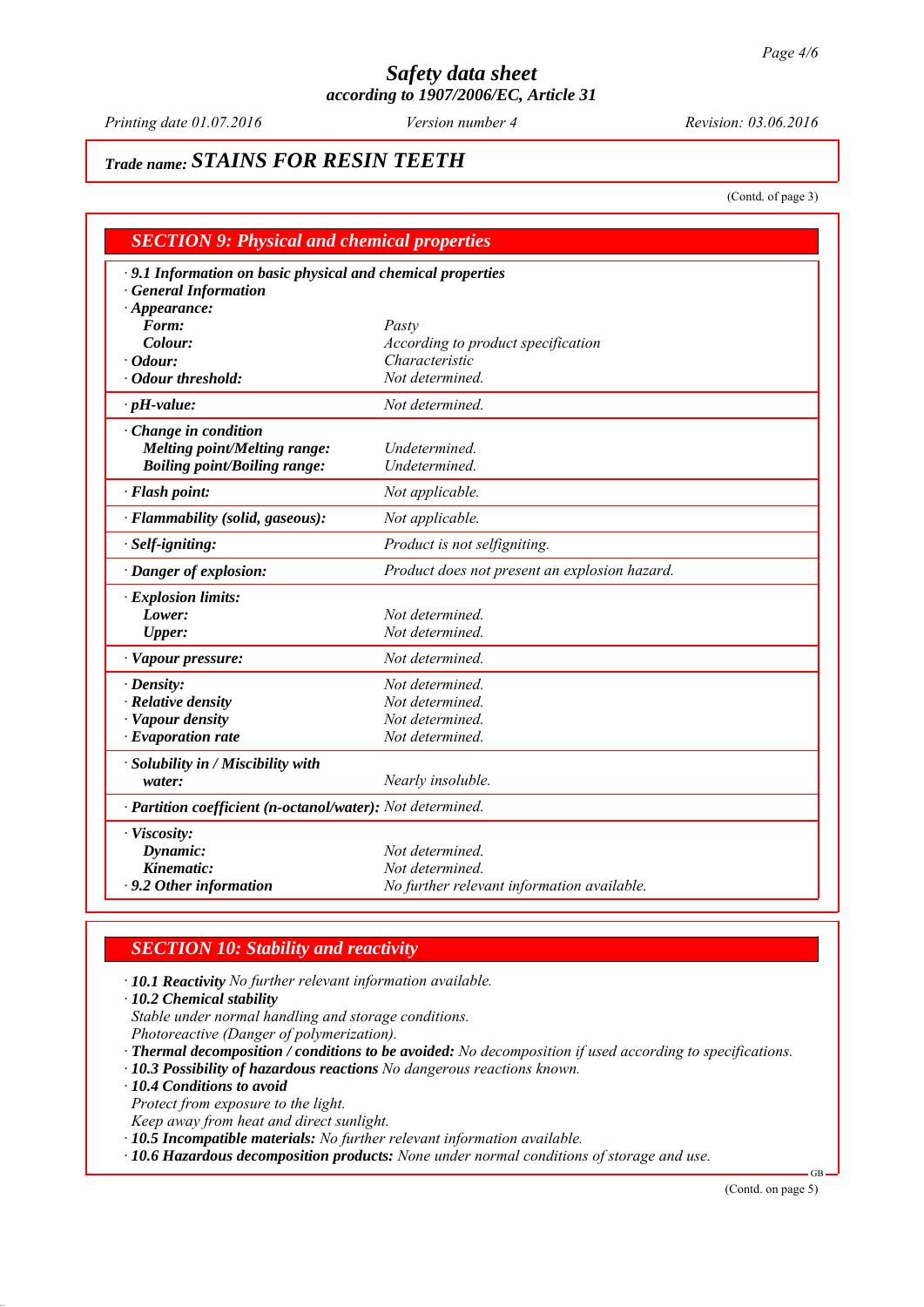# Safety data sheet
## according to 1907/2006/EC, Article 31

*Printing date 01.07.2016* *Version number 4* *Revision: 03.06.2016*

## Trade name: STAINS FOR RESIN TEETH

(Contd. of page 3)

## SECTION 9: Physical and chemical properties

| | |
|---|---|
| **· 9.1 Information on basic physical and chemical properties** | |
| **· General Information** | |
| **· Appearance:** | |
| **Form:** | *Pasty* |
| **Colour:** | *According to product specification* |
| **· Odour:** | *Characteristic* |
| **· Odour threshold:** | *Not determined.* |
| **· pH-value:** | *Not determined.* |
| **· Change in condition** | |
| **Melting point/Melting range:** | *Undetermined.* |
| **Boiling point/Boiling range:** | *Undetermined.* |
| **· Flash point:** | *Not applicable.* |
| **· Flammability (solid, gaseous):** | *Not applicable.* |
| **· Self-igniting:** | *Product is not selfigniting.* |
| **· Danger of explosion:** | *Product does not present an explosion hazard.* |
| **· Explosion limits:** | |
| **Lower:** | *Not determined.* |
| **Upper:** | *Not determined.* |
| **· Vapour pressure:** | *Not determined.* |
| **· Density:** | *Not determined.* |
| **· Relative density** | *Not determined.* |
| **· Vapour density** | *Not determined.* |
| **· Evaporation rate** | *Not determined.* |
| **· Solubility in / Miscibility with water:** | *Nearly insoluble.* |
| **· Partition coefficient (n-octanol/water):** | *Not determined.* |
| **· Viscosity:** | |
| **Dynamic:** | *Not determined.* |
| **Kinematic:** | *Not determined.* |
| **· 9.2 Other information** | *No further relevant information available.* |

## SECTION 10: Stability and reactivity

- **10.1 Reactivity** *No further relevant information available.*
- **10.2 Chemical stability**
  *Stable under normal handling and storage conditions.*
  *Photoreactive (Danger of polymerization).*
- **Thermal decomposition / conditions to be avoided:** *No decomposition if used according to specifications.*
- **10.3 Possibility of hazardous reactions** *No dangerous reactions known.*
- **10.4 Conditions to avoid**
  *Protect from exposure to the light.*
  *Keep away from heat and direct sunlight.*
- **10.5 Incompatible materials:** *No further relevant information available.*
- **10.6 Hazardous decomposition products:** *None under normal conditions of storage and use.*

(Contd. on page 5)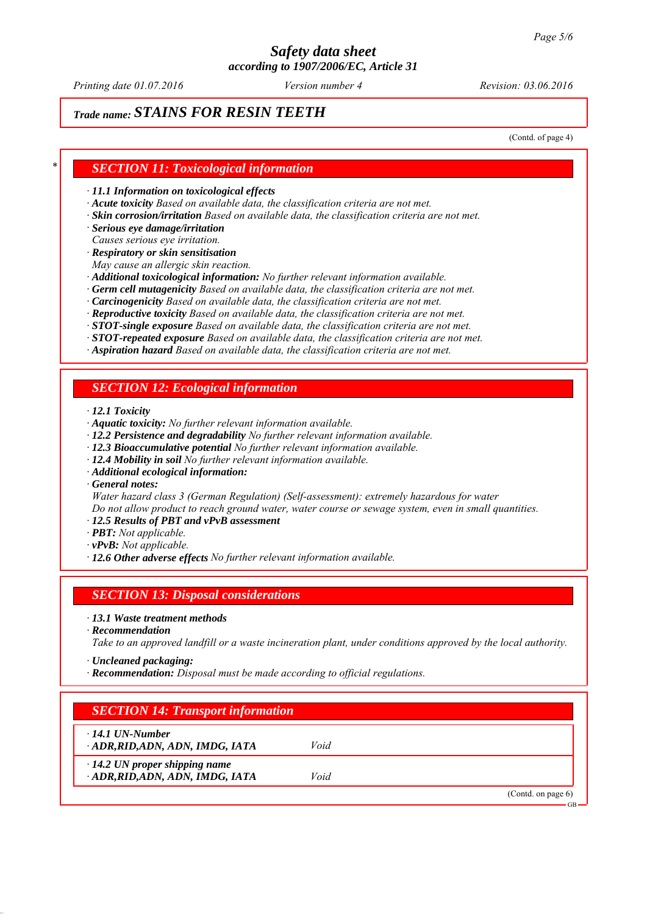## Trade name: STAINS FOR RESIN TEETH

(Contd. of page 4)

## SECTION 11: Toxicological information

- **11.1 Information on toxicological effects**
- **Acute toxicity** Based on available data, the classification criteria are not met.
- **Skin corrosion/irritation** Based on available data, the classification criteria are not met.
- **Serious eye damage/irritation**
  Causes serious eye irritation.
- **Respiratory or skin sensitisation**
  May cause an allergic skin reaction.
- **Additional toxicological information:** No further relevant information available.
- **Germ cell mutagenicity** Based on available data, the classification criteria are not met.
- **Carcinogenicity** Based on available data, the classification criteria are not met.
- **Reproductive toxicity** Based on available data, the classification criteria are not met.
- **STOT-single exposure** Based on available data, the classification criteria are not met.
- **STOT-repeated exposure** Based on available data, the classification criteria are not met.
- **Aspiration hazard** Based on available data, the classification criteria are not met.

## SECTION 12: Ecological information

- **12.1 Toxicity**
- **Aquatic toxicity:** No further relevant information available.
- **12.2 Persistence and degradability** No further relevant information available.
- **12.3 Bioaccumulative potential** No further relevant information available.
- **12.4 Mobility in soil** No further relevant information available.
- **Additional ecological information:**
- **General notes:**
  Water hazard class 3 (German Regulation) (Self-assessment): extremely hazardous for water
  Do not allow product to reach ground water, water course or sewage system, even in small quantities.
- **12.5 Results of PBT and vPvB assessment**
- **PBT:** Not applicable.
- **vPvB:** Not applicable.
- **12.6 Other adverse effects** No further relevant information available.

## SECTION 13: Disposal considerations

- **13.1 Waste treatment methods**
- **Recommendation**
  Take to an approved landfill or a waste incineration plant, under conditions approved by the local authority.
- **Uncleaned packaging:**
- **Recommendation:** Disposal must be made according to official regulations.

## SECTION 14: Transport information

| | |
|---|---|
| **14.1 UN-Number** | |
| **ADR,RID,ADN, ADN, IMDG, IATA** | Void |
| **14.2 UN proper shipping name** | |
| **ADR,RID,ADN, ADN, IMDG, IATA** | Void |

(Contd. on page 6)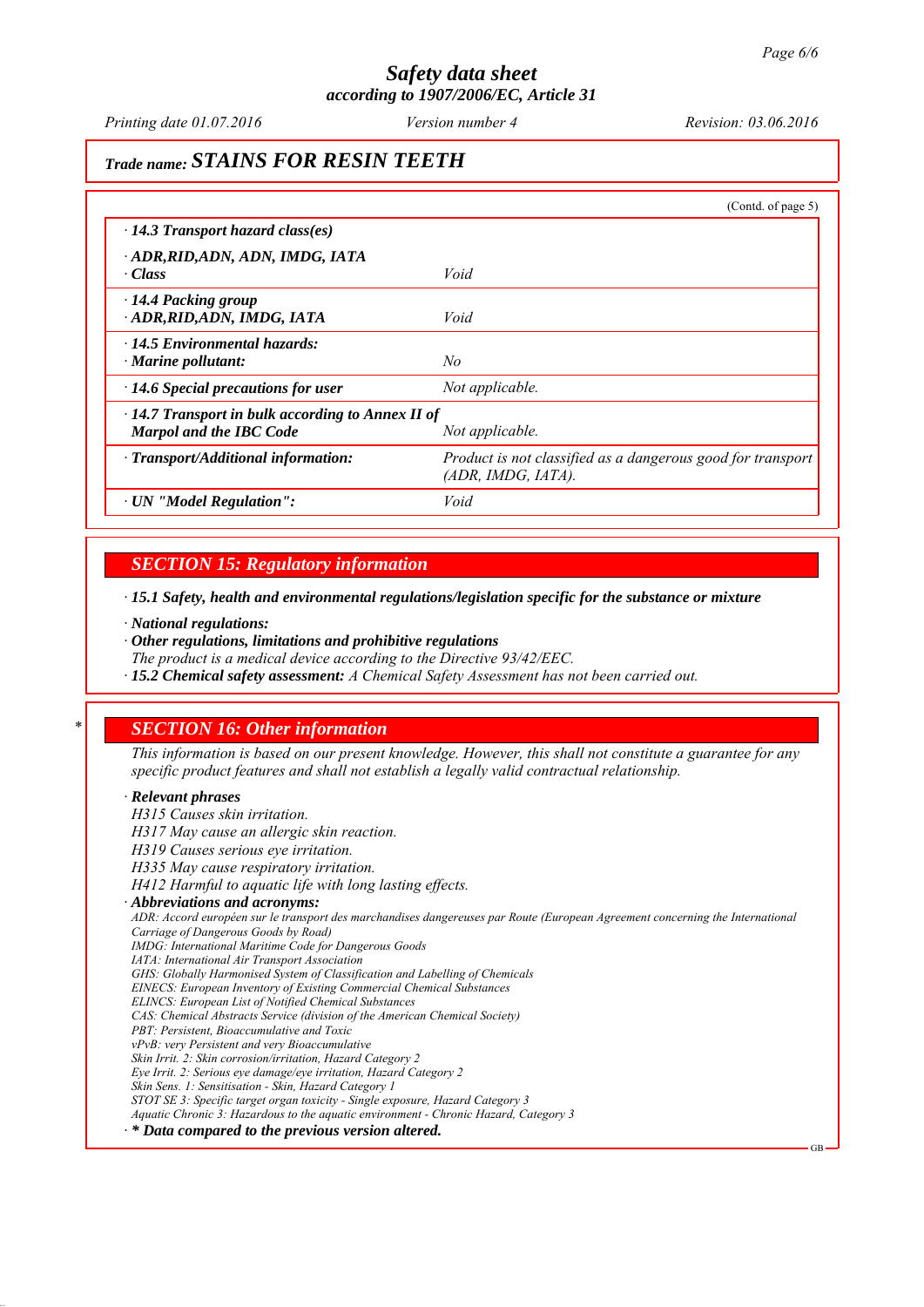**Trade name: STAINS FOR RESIN TEETH**

(Contd. of page 5)

| | |
|---|---|
| · **14.3 Transport hazard class(es)** | |
| · **ADR,RID,ADN, ADN, IMDG, IATA** · **Class** | *Void* |
| · **14.4 Packing group** · **ADR,RID,ADN, IMDG, IATA** | *Void* |
| · **14.5 Environmental hazards:** · **Marine pollutant:** | *No* |
| · **14.6 Special precautions for user** | *Not applicable.* |
| · **14.7 Transport in bulk according to Annex II of Marpol and the IBC Code** | *Not applicable.* |
| · **Transport/Additional information:** | *Product is not classified as a dangerous good for transport (ADR, IMDG, IATA).* |
| · **UN "Model Regulation":** | *Void* |

## SECTION 15: Regulatory information

· **15.1 Safety, health and environmental regulations/legislation specific for the substance or mixture**

· **National regulations:**

· **Other regulations, limitations and prohibitive regulations**

*The product is a medical device according to the Directive 93/42/EEC.*

· **15.2 Chemical safety assessment:** *A Chemical Safety Assessment has not been carried out.*

## * SECTION 16: Other information

*This information is based on our present knowledge. However, this shall not constitute a guarantee for any specific product features and shall not establish a legally valid contractual relationship.*

· **Relevant phrases**

*H315 Causes skin irritation.*
*H317 May cause an allergic skin reaction.*
*H319 Causes serious eye irritation.*
*H335 May cause respiratory irritation.*
*H412 Harmful to aquatic life with long lasting effects.*

· **Abbreviations and acronyms:**

*ADR: Accord européen sur le transport des marchandises dangereuses par Route (European Agreement concerning the International Carriage of Dangerous Goods by Road)*
*IMDG: International Maritime Code for Dangerous Goods*
*IATA: International Air Transport Association*
*GHS: Globally Harmonised System of Classification and Labelling of Chemicals*
*EINECS: European Inventory of Existing Commercial Chemical Substances*
*ELINCS: European List of Notified Chemical Substances*
*CAS: Chemical Abstracts Service (division of the American Chemical Society)*
*PBT: Persistent, Bioaccumulative and Toxic*
*vPvB: very Persistent and very Bioaccumulative*
*Skin Irrit. 2: Skin corrosion/irritation, Hazard Category 2*
*Eye Irrit. 2: Serious eye damage/eye irritation, Hazard Category 2*
*Skin Sens. 1: Sensitisation - Skin, Hazard Category 1*
*STOT SE 3: Specific target organ toxicity - Single exposure, Hazard Category 3*
*Aquatic Chronic 3: Hazardous to the aquatic environment - Chronic Hazard, Category 3*

· **\* Data compared to the previous version altered.**